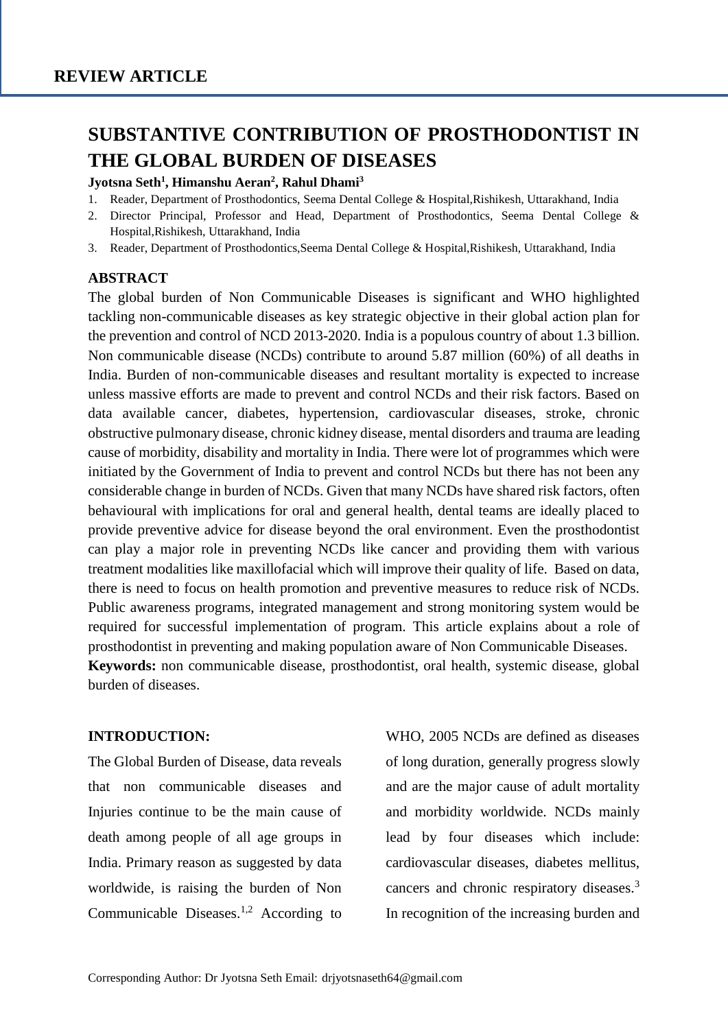**REVIEW ARTICLE**

# SUBSTANTIVE CONTRIBUTION OF PROSTHODONTIST IN THE GLOBAL BURDEN OF DISEASES

**Jyotsna Seth[1], Himanshu Aeran[2], Rahul Dhami[3]**

1. Reader, Department of Prosthodontics, Seema Dental College & Hospital,Rishikesh, Uttarakhand, India
2. Director Principal, Professor and Head, Department of Prosthodontics, Seema Dental College & Hospital,Rishikesh, Uttarakhand, India
3. Reader, Department of Prosthodontics,Seema Dental College & Hospital,Rishikesh, Uttarakhand, India

## ABSTRACT

The global burden of Non Communicable Diseases is significant and WHO highlighted tackling non-communicable diseases as key strategic objective in their global action plan for the prevention and control of NCD 2013-2020. India is a populous country of about 1.3 billion. Non communicable disease (NCDs) contribute to around 5.87 million (60%) of all deaths in India. Burden of non-communicable diseases and resultant mortality is expected to increase unless massive efforts are made to prevent and control NCDs and their risk factors. Based on data available cancer, diabetes, hypertension, cardiovascular diseases, stroke, chronic obstructive pulmonary disease, chronic kidney disease, mental disorders and trauma are leading cause of morbidity, disability and mortality in India. There were lot of programmes which were initiated by the Government of India to prevent and control NCDs but there has not been any considerable change in burden of NCDs. Given that many NCDs have shared risk factors, often behavioural with implications for oral and general health, dental teams are ideally placed to provide preventive advice for disease beyond the oral environment. Even the prosthodontist can play a major role in preventing NCDs like cancer and providing them with various treatment modalities like maxillofacial which will improve their quality of life. Based on data, there is need to focus on health promotion and preventive measures to reduce risk of NCDs. Public awareness programs, integrated management and strong monitoring system would be required for successful implementation of program. This article explains about a role of prosthodontist in preventing and making population aware of Non Communicable Diseases.

**Keywords:** non communicable disease, prosthodontist, oral health, systemic disease, global burden of diseases.

## INTRODUCTION:

The Global Burden of Disease, data reveals that non communicable diseases and Injuries continue to be the main cause of death among people of all age groups in India. Primary reason as suggested by data worldwide, is raising the burden of Non Communicable Diseases.[1,2] According to WHO, 2005 NCDs are defined as diseases of long duration, generally progress slowly and are the major cause of adult mortality and morbidity worldwide. NCDs mainly lead by four diseases which include: cardiovascular diseases, diabetes mellitus, cancers and chronic respiratory diseases.[3] In recognition of the increasing burden and

Corresponding Author: Dr Jyotsna Seth Email: drjyotsnaseth64@gmail.com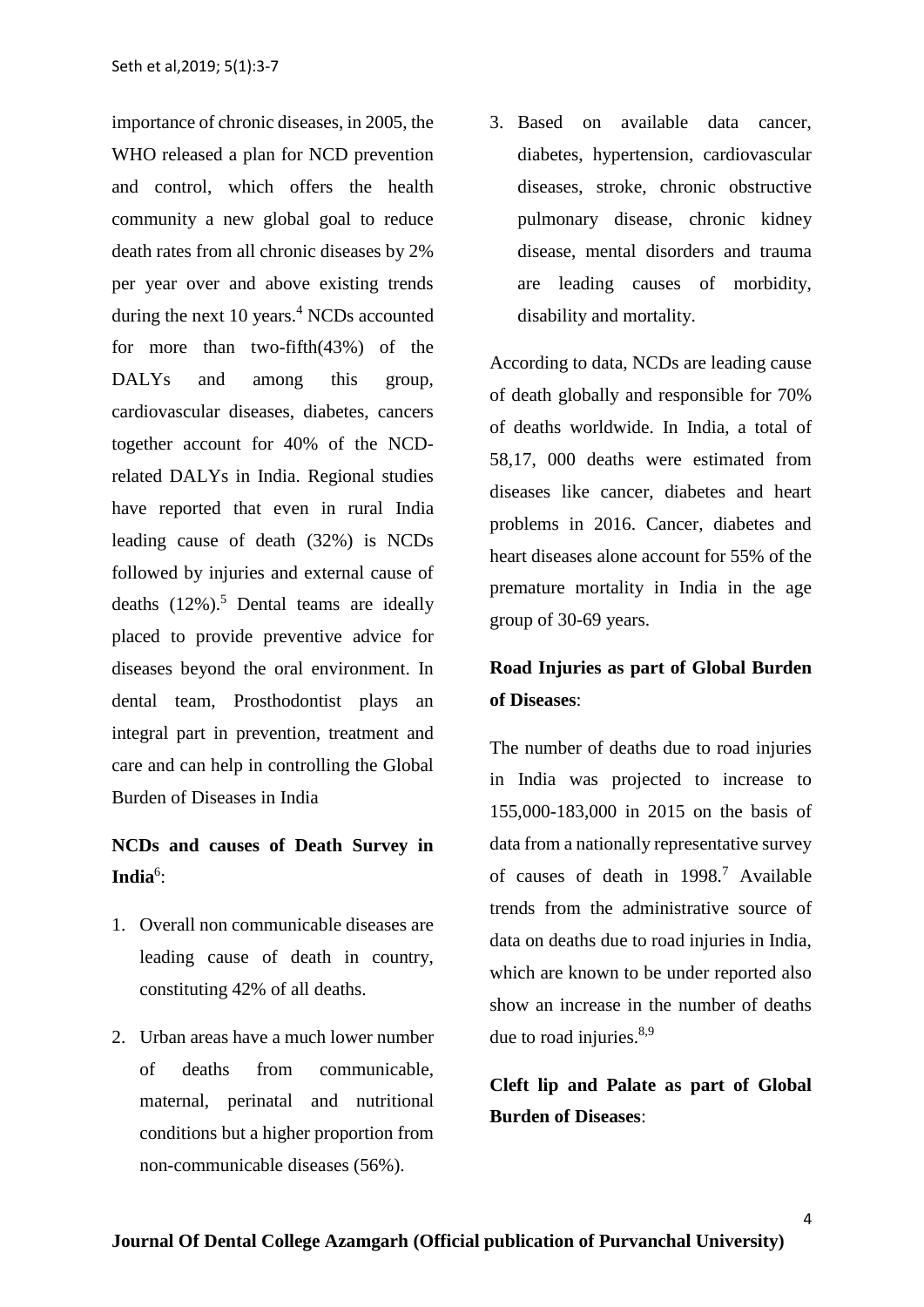importance of chronic diseases, in 2005, the WHO released a plan for NCD prevention and control, which offers the health community a new global goal to reduce death rates from all chronic diseases by 2% per year over and above existing trends during the next 10 years.[4] NCDs accounted for more than two-fifth(43%) of the DALYs and among this group, cardiovascular diseases, diabetes, cancers together account for 40% of the NCD-related DALYs in India. Regional studies have reported that even in rural India leading cause of death (32%) is NCDs followed by injuries and external cause of deaths (12%).[5] Dental teams are ideally placed to provide preventive advice for diseases beyond the oral environment. In dental team, Prosthodontist plays an integral part in prevention, treatment and care and can help in controlling the Global Burden of Diseases in India

**NCDs and causes of Death Survey in India**[6]:

1. Overall non communicable diseases are leading cause of death in country, constituting 42% of all deaths.
2. Urban areas have a much lower number of deaths from communicable, maternal, perinatal and nutritional conditions but a higher proportion from non-communicable diseases (56%).
3. Based on available data cancer, diabetes, hypertension, cardiovascular diseases, stroke, chronic obstructive pulmonary disease, chronic kidney disease, mental disorders and trauma are leading causes of morbidity, disability and mortality.

According to data, NCDs are leading cause of death globally and responsible for 70% of deaths worldwide. In India, a total of 58,17, 000 deaths were estimated from diseases like cancer, diabetes and heart problems in 2016. Cancer, diabetes and heart diseases alone account for 55% of the premature mortality in India in the age group of 30-69 years.

**Road Injuries as part of Global Burden of Diseases**:

The number of deaths due to road injuries in India was projected to increase to 155,000-183,000 in 2015 on the basis of data from a nationally representative survey of causes of death in 1998.[7] Available trends from the administrative source of data on deaths due to road injuries in India, which are known to be under reported also show an increase in the number of deaths due to road injuries.[8,9]

**Cleft lip and Palate as part of Global Burden of Diseases**: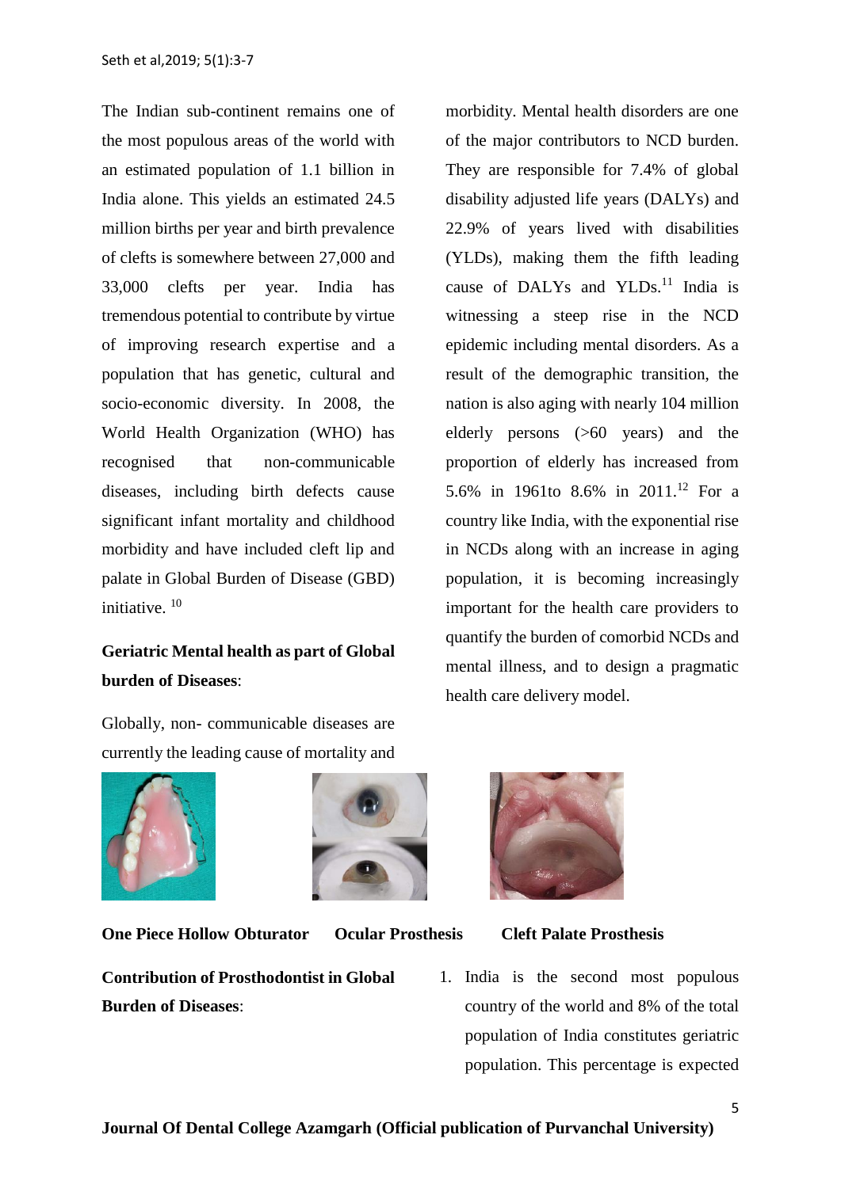The Indian sub-continent remains one of the most populous areas of the world with an estimated population of 1.1 billion in India alone. This yields an estimated 24.5 million births per year and birth prevalence of clefts is somewhere between 27,000 and 33,000 clefts per year. India has tremendous potential to contribute by virtue of improving research expertise and a population that has genetic, cultural and socio-economic diversity. In 2008, the World Health Organization (WHO) has recognised that non-communicable diseases, including birth defects cause significant infant mortality and childhood morbidity and have included cleft lip and palate in Global Burden of Disease (GBD) initiative. [10]

**Geriatric Mental health as part of Global burden of Diseases**:

Globally, non- communicable diseases are currently the leading cause of mortality and morbidity. Mental health disorders are one of the major contributors to NCD burden. They are responsible for 7.4% of global disability adjusted life years (DALYs) and 22.9% of years lived with disabilities (YLDs), making them the fifth leading cause of DALYs and YLDs.[11] India is witnessing a steep rise in the NCD epidemic including mental disorders. As a result of the demographic transition, the nation is also aging with nearly 104 million elderly persons (>60 years) and the proportion of elderly has increased from 5.6% in 1961to 8.6% in 2011.[12] For a country like India, with the exponential rise in NCDs along with an increase in aging population, it is becoming increasingly important for the health care providers to quantify the burden of comorbid NCDs and mental illness, and to design a pragmatic health care delivery model.

**One Piece Hollow Obturator** **Ocular Prosthesis** **Cleft Palate Prosthesis**

**Contribution of Prosthodontist in Global Burden of Diseases**:

1. India is the second most populous country of the world and 8% of the total population of India constitutes geriatric population. This percentage is expected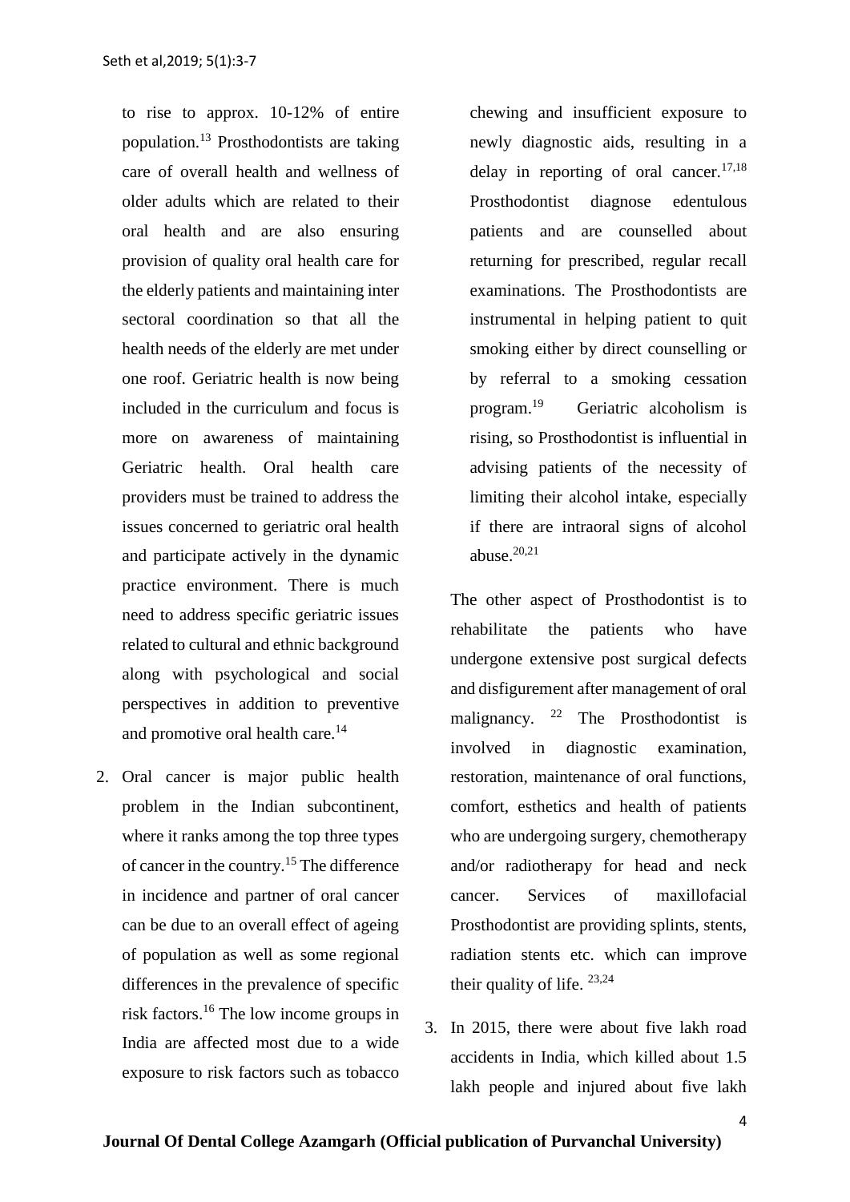to rise to approx. 10-12% of entire population.[13] Prosthodontists are taking care of overall health and wellness of older adults which are related to their oral health and are also ensuring provision of quality oral health care for the elderly patients and maintaining inter sectoral coordination so that all the health needs of the elderly are met under one roof. Geriatric health is now being included in the curriculum and focus is more on awareness of maintaining Geriatric health. Oral health care providers must be trained to address the issues concerned to geriatric oral health and participate actively in the dynamic practice environment. There is much need to address specific geriatric issues related to cultural and ethnic background along with psychological and social perspectives in addition to preventive and promotive oral health care.[14]

2. Oral cancer is major public health problem in the Indian subcontinent, where it ranks among the top three types of cancer in the country.[15] The difference in incidence and partner of oral cancer can be due to an overall effect of ageing of population as well as some regional differences in the prevalence of specific risk factors.[16] The low income groups in India are affected most due to a wide exposure to risk factors such as tobacco chewing and insufficient exposure to newly diagnostic aids, resulting in a delay in reporting of oral cancer.[17,18] Prosthodontist diagnose edentulous patients and are counselled about returning for prescribed, regular recall examinations. The Prosthodontists are instrumental in helping patient to quit smoking either by direct counselling or by referral to a smoking cessation program.[19] Geriatric alcoholism is rising, so Prosthodontist is influential in advising patients of the necessity of limiting their alcohol intake, especially if there are intraoral signs of alcohol abuse.[20,21]

   The other aspect of Prosthodontist is to rehabilitate the patients who have undergone extensive post surgical defects and disfigurement after management of oral malignancy. [22] The Prosthodontist is involved in diagnostic examination, restoration, maintenance of oral functions, comfort, esthetics and health of patients who are undergoing surgery, chemotherapy and/or radiotherapy for head and neck cancer. Services of maxillofacial Prosthodontist are providing splints, stents, radiation stents etc. which can improve their quality of life. [23,24]

3. In 2015, there were about five lakh road accidents in India, which killed about 1.5 lakh people and injured about five lakh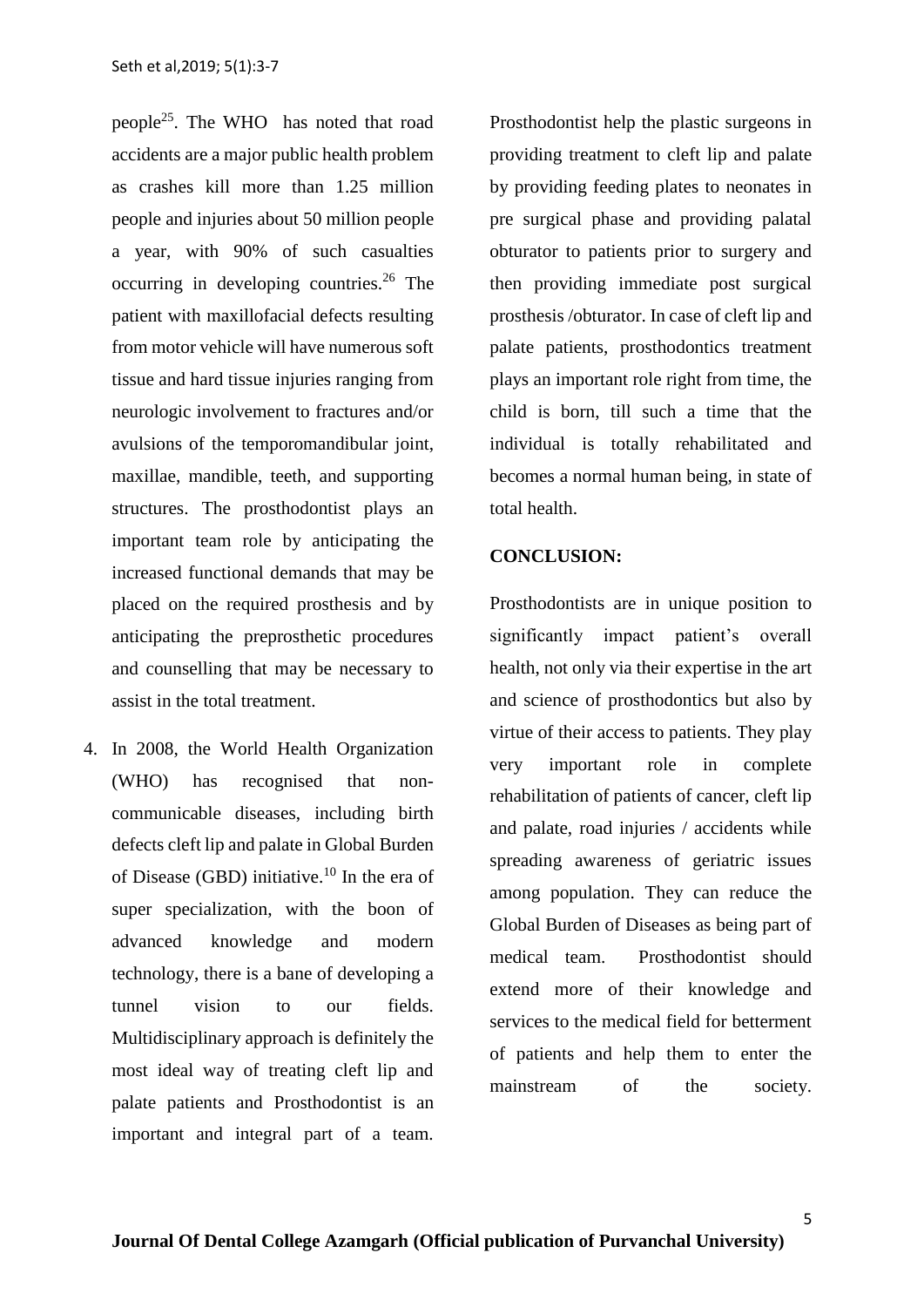people[25]. The WHO has noted that road accidents are a major public health problem as crashes kill more than 1.25 million people and injuries about 50 million people a year, with 90% of such casualties occurring in developing countries.[26] The patient with maxillofacial defects resulting from motor vehicle will have numerous soft tissue and hard tissue injuries ranging from neurologic involvement to fractures and/or avulsions of the temporomandibular joint, maxillae, mandible, teeth, and supporting structures. The prosthodontist plays an important team role by anticipating the increased functional demands that may be placed on the required prosthesis and by anticipating the preprosthetic procedures and counselling that may be necessary to assist in the total treatment.

4. In 2008, the World Health Organization (WHO) has recognised that non-communicable diseases, including birth defects cleft lip and palate in Global Burden of Disease (GBD) initiative.[10] In the era of super specialization, with the boon of advanced knowledge and modern technology, there is a bane of developing a tunnel vision to our fields. Multidisciplinary approach is definitely the most ideal way of treating cleft lip and palate patients and Prosthodontist is an important and integral part of a team. Prosthodontist help the plastic surgeons in providing treatment to cleft lip and palate by providing feeding plates to neonates in pre surgical phase and providing palatal obturator to patients prior to surgery and then providing immediate post surgical prosthesis /obturator. In case of cleft lip and palate patients, prosthodontics treatment plays an important role right from time, the child is born, till such a time that the individual is totally rehabilitated and becomes a normal human being, in state of total health.

## CONCLUSION:

Prosthodontists are in unique position to significantly impact patient's overall health, not only via their expertise in the art and science of prosthodontics but also by virtue of their access to patients. They play very important role in complete rehabilitation of patients of cancer, cleft lip and palate, road injuries / accidents while spreading awareness of geriatric issues among population. They can reduce the Global Burden of Diseases as being part of medical team. Prosthodontist should extend more of their knowledge and services to the medical field for betterment of patients and help them to enter the mainstream of the society.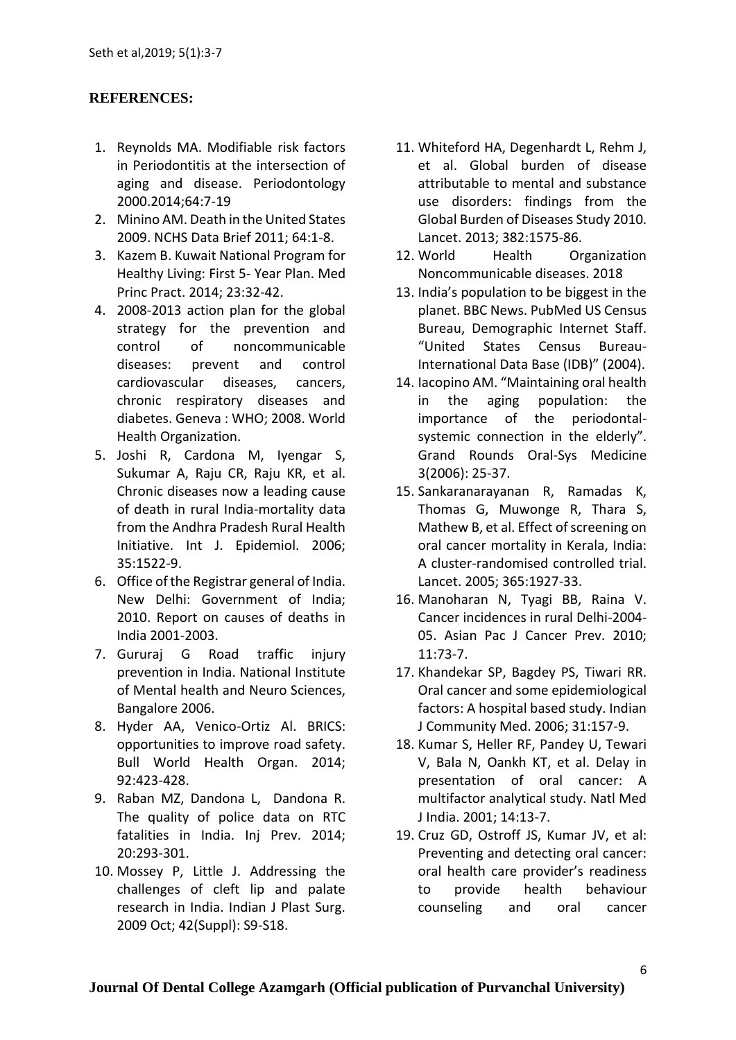## REFERENCES:

1. Reynolds MA. Modifiable risk factors in Periodontitis at the intersection of aging and disease. Periodontology 2000.2014;64:7-19
2. Minino AM. Death in the United States 2009. NCHS Data Brief 2011; 64:1-8.
3. Kazem B. Kuwait National Program for Healthy Living: First 5- Year Plan. Med Princ Pract. 2014; 23:32-42.
4. 2008-2013 action plan for the global strategy for the prevention and control of noncommunicable diseases: prevent and control cardiovascular diseases, cancers, chronic respiratory diseases and diabetes. Geneva : WHO; 2008. World Health Organization.
5. Joshi R, Cardona M, Iyengar S, Sukumar A, Raju CR, Raju KR, et al. Chronic diseases now a leading cause of death in rural India-mortality data from the Andhra Pradesh Rural Health Initiative. Int J. Epidemiol. 2006; 35:1522-9.
6. Office of the Registrar general of India. New Delhi: Government of India; 2010. Report on causes of deaths in India 2001-2003.
7. Gururaj G Road traffic injury prevention in India. National Institute of Mental health and Neuro Sciences, Bangalore 2006.
8. Hyder AA, Venico-Ortiz Al. BRICS: opportunities to improve road safety. Bull World Health Organ. 2014; 92:423-428.
9. Raban MZ, Dandona L, Dandona R. The quality of police data on RTC fatalities in India. Inj Prev. 2014; 20:293-301.
10. Mossey P, Little J. Addressing the challenges of cleft lip and palate research in India. Indian J Plast Surg. 2009 Oct; 42(Suppl): S9-S18.
11. Whiteford HA, Degenhardt L, Rehm J, et al. Global burden of disease attributable to mental and substance use disorders: findings from the Global Burden of Diseases Study 2010. Lancet. 2013; 382:1575-86.
12. World Health Organization Noncommunicable diseases. 2018
13. India's population to be biggest in the planet. BBC News. PubMed US Census Bureau, Demographic Internet Staff. "United States Census Bureau- International Data Base (IDB)" (2004).
14. Iacopino AM. "Maintaining oral health in the aging population: the importance of the periodontal-systemic connection in the elderly". Grand Rounds Oral-Sys Medicine 3(2006): 25-37.
15. Sankaranarayanan R, Ramadas K, Thomas G, Muwonge R, Thara S, Mathew B, et al. Effect of screening on oral cancer mortality in Kerala, India: A cluster-randomised controlled trial. Lancet. 2005; 365:1927-33.
16. Manoharan N, Tyagi BB, Raina V. Cancer incidences in rural Delhi-2004-05. Asian Pac J Cancer Prev. 2010; 11:73-7.
17. Khandekar SP, Bagdey PS, Tiwari RR. Oral cancer and some epidemiological factors: A hospital based study. Indian J Community Med. 2006; 31:157-9.
18. Kumar S, Heller RF, Pandey U, Tewari V, Bala N, Oankh KT, et al. Delay in presentation of oral cancer: A multifactor analytical study. Natl Med J India. 2001; 14:13-7.
19. Cruz GD, Ostroff JS, Kumar JV, et al: Preventing and detecting oral cancer: oral health care provider's readiness to provide health behaviour counseling and oral cancer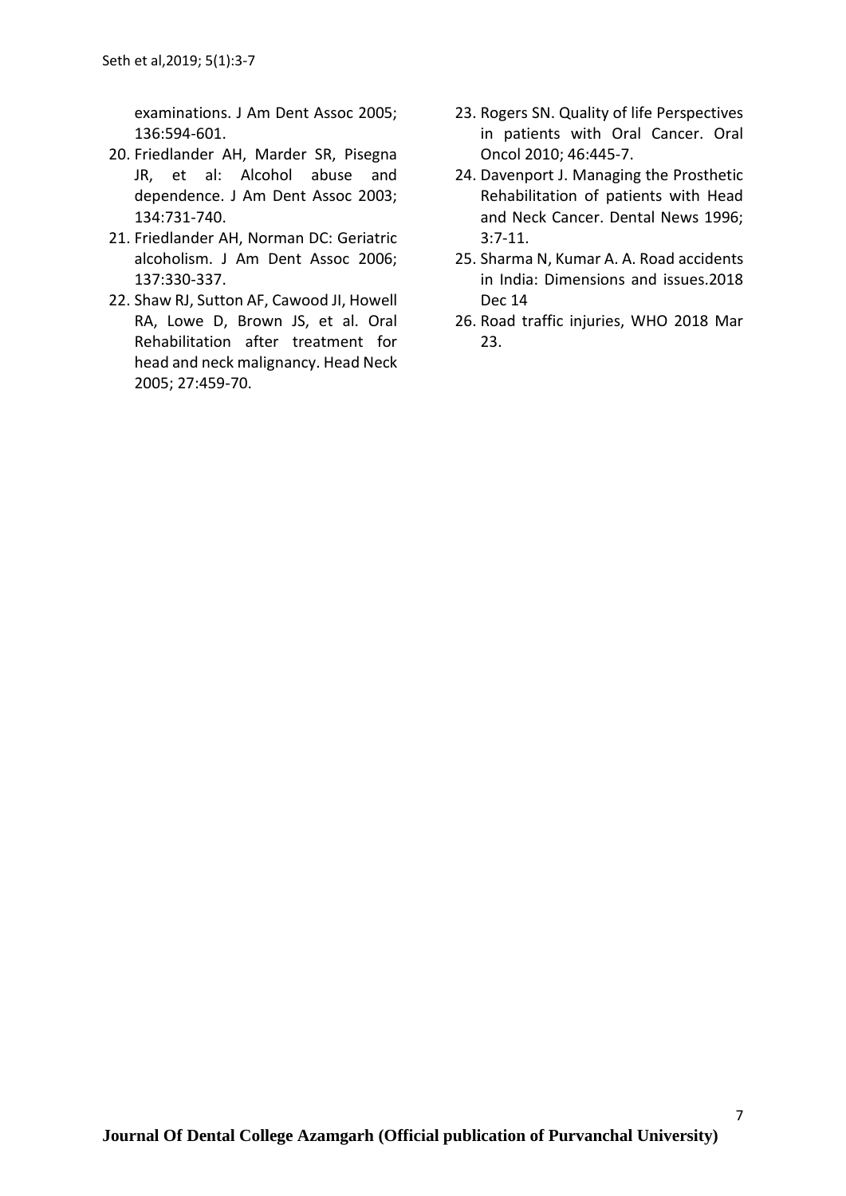examinations. J Am Dent Assoc 2005; 136:594-601.

20. Friedlander AH, Marder SR, Pisegna JR, et al: Alcohol abuse and dependence. J Am Dent Assoc 2003; 134:731-740.
21. Friedlander AH, Norman DC: Geriatric alcoholism. J Am Dent Assoc 2006; 137:330-337.
22. Shaw RJ, Sutton AF, Cawood JI, Howell RA, Lowe D, Brown JS, et al. Oral Rehabilitation after treatment for head and neck malignancy. Head Neck 2005; 27:459-70.
23. Rogers SN. Quality of life Perspectives in patients with Oral Cancer. Oral Oncol 2010; 46:445-7.
24. Davenport J. Managing the Prosthetic Rehabilitation of patients with Head and Neck Cancer. Dental News 1996; 3:7-11.
25. Sharma N, Kumar A. A. Road accidents in India: Dimensions and issues.2018 Dec 14
26. Road traffic injuries, WHO 2018 Mar 23.